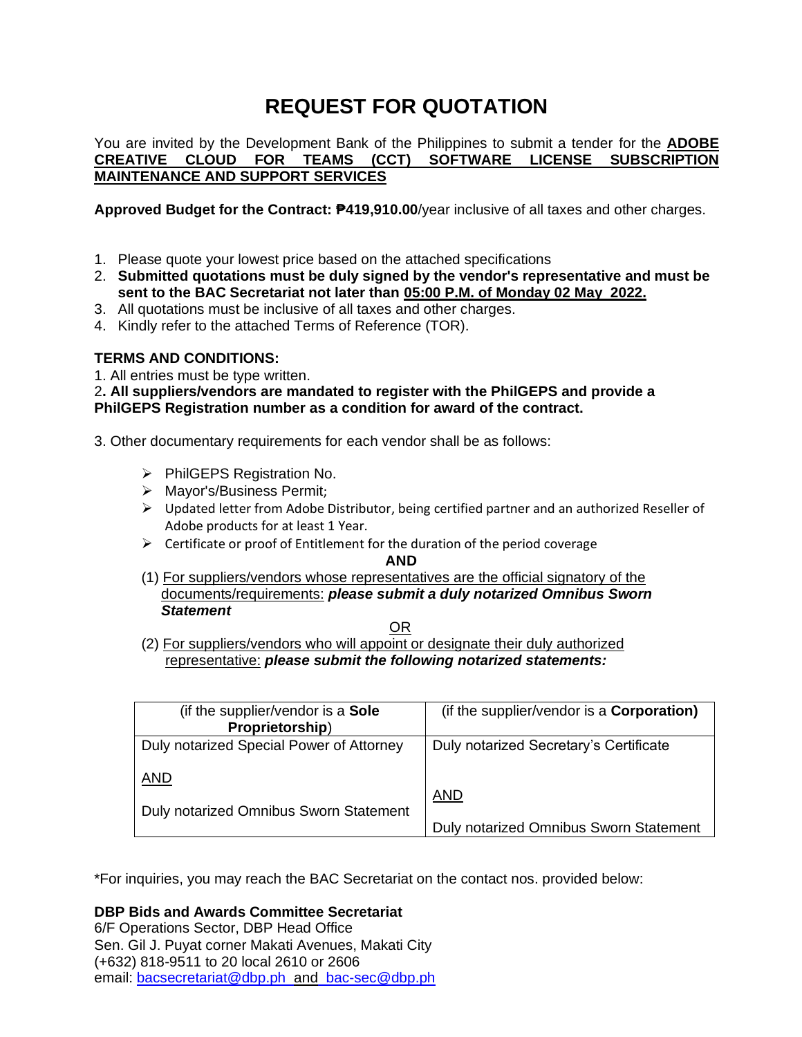# REQUEST FOR QUOTATION

You are invited by the Development Bank of the Philippines to submit a tender for the **ADOBE CREATIVE CLOUD FOR TEAMS (CCT) SOFTWARE LICENSE SUBSCRIPTION MAINTENANCE AND SUPPORT SERVICES**

**Approved Budget for the Contract: ₱419,910.00**/year inclusive of all taxes and other charges.

1. Please quote your lowest price based on the attached specifications
2. **Submitted quotations must be duly signed by the vendor's representative and must be sent to the BAC Secretariat not later than 05:00 P.M. of Monday 02 May 2022.**
3. All quotations must be inclusive of all taxes and other charges.
4. Kindly refer to the attached Terms of Reference (TOR).

**TERMS AND CONDITIONS:**

1. All entries must be type written.
2. **All suppliers/vendors are mandated to register with the PhilGEPS and provide a PhilGEPS Registration number as a condition for award of the contract.**

3. Other documentary requirements for each vendor shall be as follows:

- PhilGEPS Registration No.
- Mayor's/Business Permit;
- Updated letter from Adobe Distributor, being certified partner and an authorized Reseller of Adobe products for at least 1 Year.
- Certificate or proof of Entitlement for the duration of the period coverage

**AND**

(1) For suppliers/vendors whose representatives are the official signatory of the documents/requirements: ***please submit a duly notarized Omnibus Sworn Statement***

OR

(2) For suppliers/vendors who will appoint or designate their duly authorized representative: ***please submit the following notarized statements:***

| (if the supplier/vendor is a **Sole Proprietorship**) | (if the supplier/vendor is a **Corporation**) |
|---|---|
| Duly notarized Special Power of Attorney<br><br>AND<br><br>Duly notarized Omnibus Sworn Statement | Duly notarized Secretary's Certificate<br><br>AND<br><br>Duly notarized Omnibus Sworn Statement |

*For inquiries, you may reach the BAC Secretariat on the contact nos. provided below:

**DBP Bids and Awards Committee Secretariat**
6/F Operations Sector, DBP Head Office
Sen. Gil J. Puyat corner Makati Avenues, Makati City
(+632) 818-9511 to 20 local 2610 or 2606
email: bacsecretariat@dbp.ph and bac-sec@dbp.ph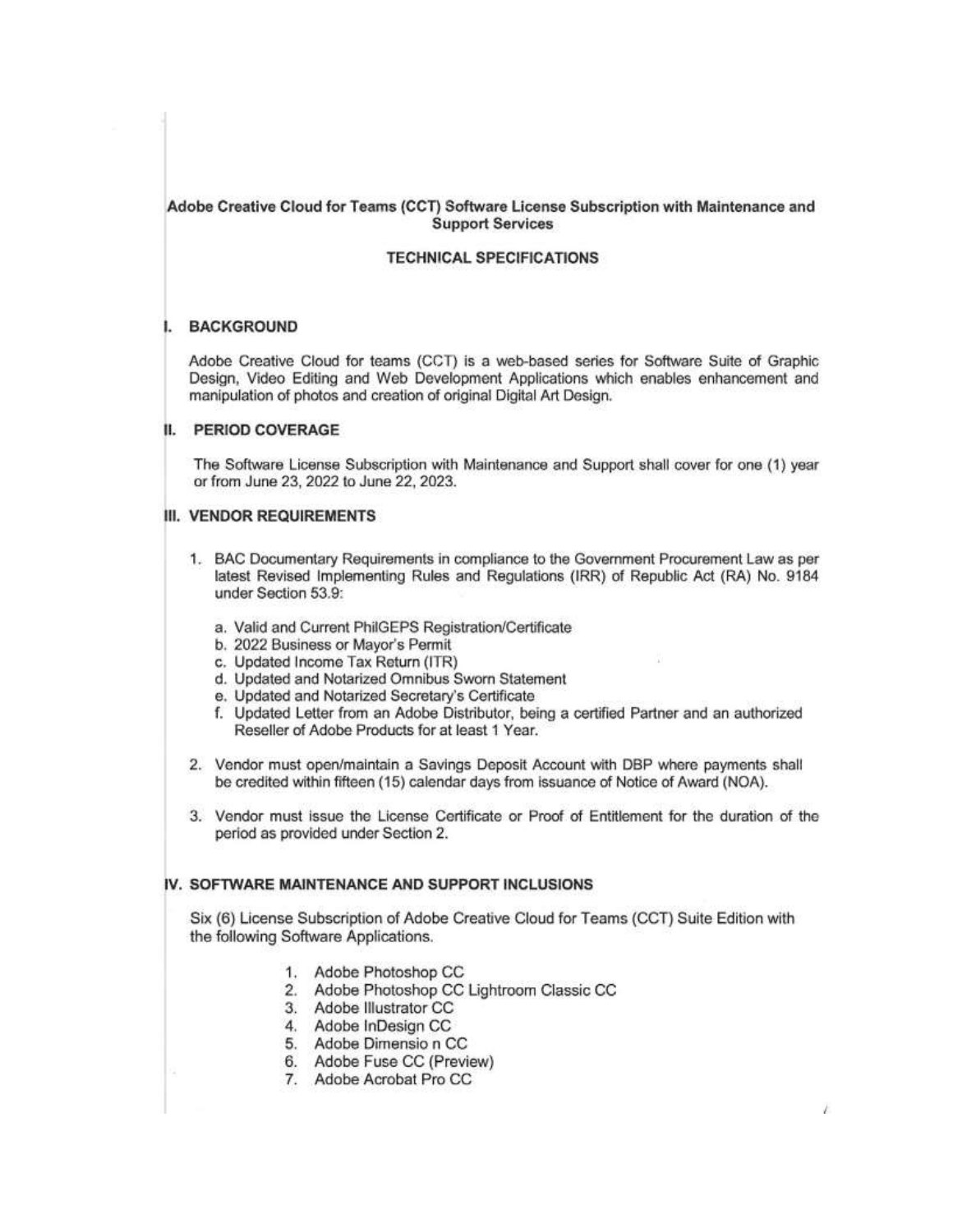## Adobe Creative Cloud for Teams (CCT) Software License Subscription with Maintenance and Support Services

### TECHNICAL SPECIFICATIONS

### I. BACKGROUND

Adobe Creative Cloud for teams (CCT) is a web-based series for Software Suite of Graphic Design, Video Editing and Web Development Applications which enables enhancement and manipulation of photos and creation of original Digital Art Design.

### II. PERIOD COVERAGE

The Software License Subscription with Maintenance and Support shall cover for one (1) year or from June 23, 2022 to June 22, 2023.

### III. VENDOR REQUIREMENTS

1. BAC Documentary Requirements in compliance to the Government Procurement Law as per latest Revised Implementing Rules and Regulations (IRR) of Republic Act (RA) No. 9184 under Section 53.9:

   a. Valid and Current PhilGEPS Registration/Certificate
   b. 2022 Business or Mayor's Permit
   c. Updated Income Tax Return (ITR)
   d. Updated and Notarized Omnibus Sworn Statement
   e. Updated and Notarized Secretary's Certificate
   f. Updated Letter from an Adobe Distributor, being a certified Partner and an authorized Reseller of Adobe Products for at least 1 Year.

2. Vendor must open/maintain a Savings Deposit Account with DBP where payments shall be credited within fifteen (15) calendar days from issuance of Notice of Award (NOA).

3. Vendor must issue the License Certificate or Proof of Entitlement for the duration of the period as provided under Section 2.

### IV. SOFTWARE MAINTENANCE AND SUPPORT INCLUSIONS

Six (6) License Subscription of Adobe Creative Cloud for Teams (CCT) Suite Edition with the following Software Applications.

1. Adobe Photoshop CC
2. Adobe Photoshop CC Lightroom Classic CC
3. Adobe Illustrator CC
4. Adobe InDesign CC
5. Adobe Dimensio n CC
6. Adobe Fuse CC (Preview)
7. Adobe Acrobat Pro CC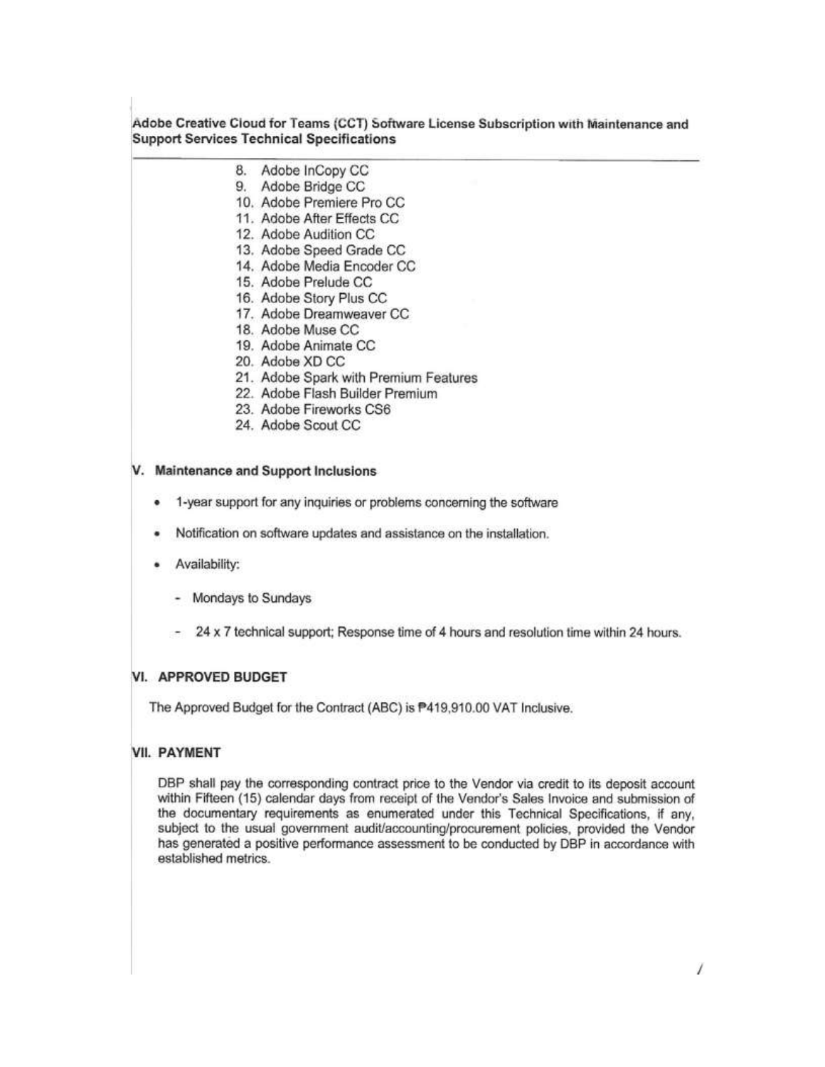**Adobe Creative Cloud for Teams (CCT) Software License Subscription with Maintenance and Support Services Technical Specifications**

8. Adobe InCopy CC
9. Adobe Bridge CC
10. Adobe Premiere Pro CC
11. Adobe After Effects CC
12. Adobe Audition CC
13. Adobe Speed Grade CC
14. Adobe Media Encoder CC
15. Adobe Prelude CC
16. Adobe Story Plus CC
17. Adobe Dreamweaver CC
18. Adobe Muse CC
19. Adobe Animate CC
20. Adobe XD CC
21. Adobe Spark with Premium Features
22. Adobe Flash Builder Premium
23. Adobe Fireworks CS6
24. Adobe Scout CC

## V. Maintenance and Support Inclusions

- 1-year support for any inquiries or problems concerning the software
- Notification on software updates and assistance on the installation.
- Availability:
  - Mondays to Sundays
  - 24 x 7 technical support; Response time of 4 hours and resolution time within 24 hours.

## VI. APPROVED BUDGET

The Approved Budget for the Contract (ABC) is ₱419,910.00 VAT Inclusive.

## VII. PAYMENT

DBP shall pay the corresponding contract price to the Vendor via credit to its deposit account within Fifteen (15) calendar days from receipt of the Vendor's Sales Invoice and submission of the documentary requirements as enumerated under this Technical Specifications, if any, subject to the usual government audit/accounting/procurement policies, provided the Vendor has generated a positive performance assessment to be conducted by DBP in accordance with established metrics.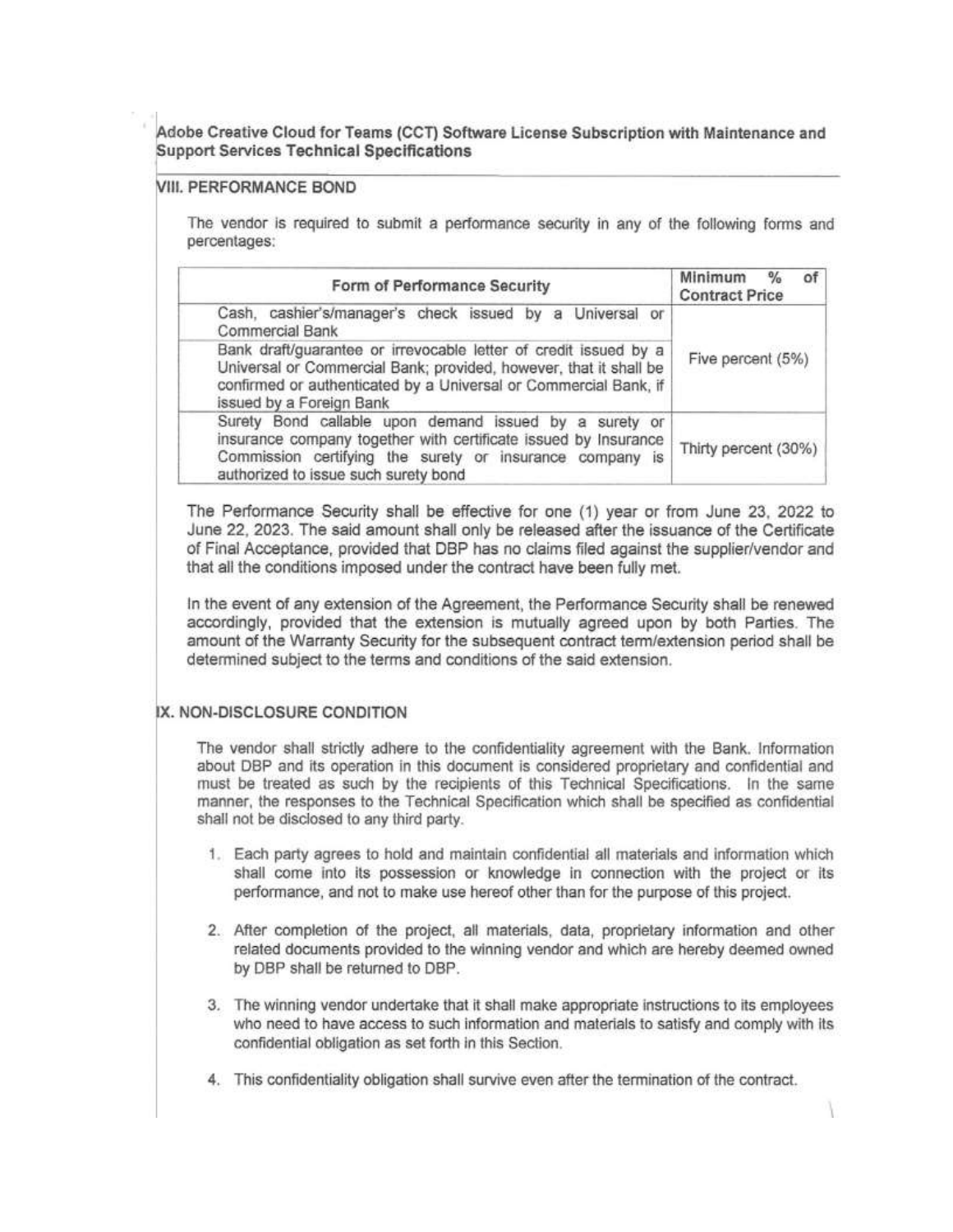## Adobe Creative Cloud for Teams (CCT) Software License Subscription with Maintenance and Support Services Technical Specifications

### VIII. PERFORMANCE BOND

The vendor is required to submit a performance security in any of the following forms and percentages:

| Form of Performance Security | Minimum % of Contract Price |
|---|---|
| Cash, cashier's/manager's check issued by a Universal or Commercial Bank | Five percent (5%) |
| Bank draft/guarantee or irrevocable letter of credit issued by a Universal or Commercial Bank; provided, however, that it shall be confirmed or authenticated by a Universal or Commercial Bank, if issued by a Foreign Bank | |
| Surety Bond callable upon demand issued by a surety or insurance company together with certificate issued by Insurance Commission certifying the surety or insurance company is authorized to issue such surety bond | Thirty percent (30%) |

The Performance Security shall be effective for one (1) year or from June 23, 2022 to June 22, 2023. The said amount shall only be released after the issuance of the Certificate of Final Acceptance, provided that DBP has no claims filed against the supplier/vendor and that all the conditions imposed under the contract have been fully met.

In the event of any extension of the Agreement, the Performance Security shall be renewed accordingly, provided that the extension is mutually agreed upon by both Parties. The amount of the Warranty Security for the subsequent contract term/extension period shall be determined subject to the terms and conditions of the said extension.

### IX. NON-DISCLOSURE CONDITION

The vendor shall strictly adhere to the confidentiality agreement with the Bank. Information about DBP and its operation in this document is considered proprietary and confidential and must be treated as such by the recipients of this Technical Specifications. In the same manner, the responses to the Technical Specification which shall be specified as confidential shall not be disclosed to any third party.

1. Each party agrees to hold and maintain confidential all materials and information which shall come into its possession or knowledge in connection with the project or its performance, and not to make use hereof other than for the purpose of this project.

2. After completion of the project, all materials, data, proprietary information and other related documents provided to the winning vendor and which are hereby deemed owned by DBP shall be returned to DBP.

3. The winning vendor undertake that it shall make appropriate instructions to its employees who need to have access to such information and materials to satisfy and comply with its confidential obligation as set forth in this Section.

4. This confidentiality obligation shall survive even after the termination of the contract.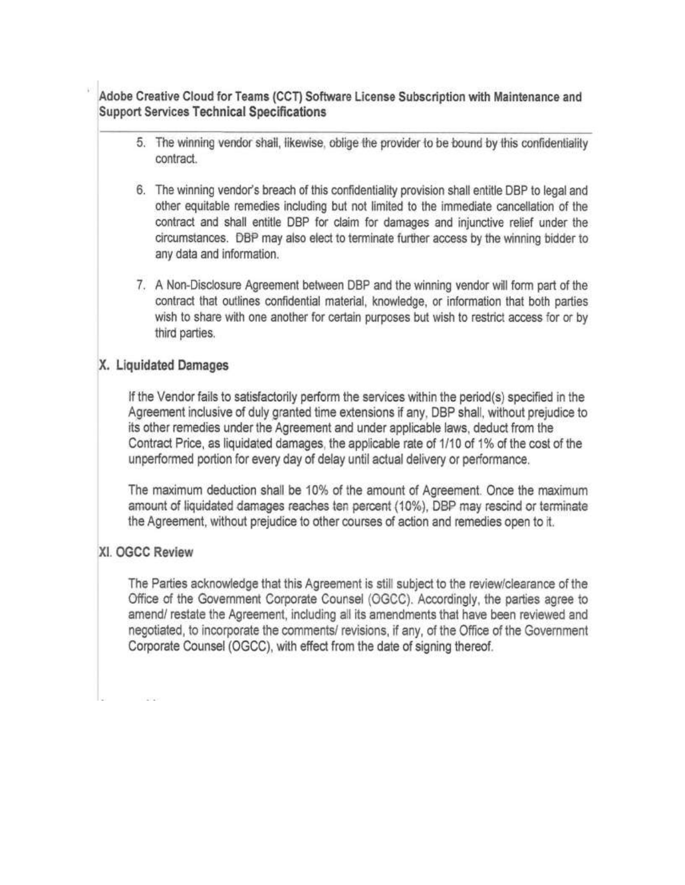5. The winning vendor shall, likewise, oblige the provider to be bound by this confidentiality contract.

6. The winning vendor's breach of this confidentiality provision shall entitle DBP to legal and other equitable remedies including but not limited to the immediate cancellation of the contract and shall entitle DBP for claim for damages and injunctive relief under the circumstances. DBP may also elect to terminate further access by the winning bidder to any data and information.

7. A Non-Disclosure Agreement between DBP and the winning vendor will form part of the contract that outlines confidential material, knowledge, or information that both parties wish to share with one another for certain purposes but wish to restrict access for or by third parties.

## X. Liquidated Damages

If the Vendor fails to satisfactorily perform the services within the period(s) specified in the Agreement inclusive of duly granted time extensions if any, DBP shall, without prejudice to its other remedies under the Agreement and under applicable laws, deduct from the Contract Price, as liquidated damages, the applicable rate of 1/10 of 1% of the cost of the unperformed portion for every day of delay until actual delivery or performance.

The maximum deduction shall be 10% of the amount of Agreement. Once the maximum amount of liquidated damages reaches ten percent (10%), DBP may rescind or terminate the Agreement, without prejudice to other courses of action and remedies open to it.

## XI. OGCC Review

The Parties acknowledge that this Agreement is still subject to the review/clearance of the Office of the Government Corporate Counsel (OGCC). Accordingly, the parties agree to amend/ restate the Agreement, including all its amendments that have been reviewed and negotiated, to incorporate the comments/ revisions, if any, of the Office of the Government Corporate Counsel (OGCC), with effect from the date of signing thereof.